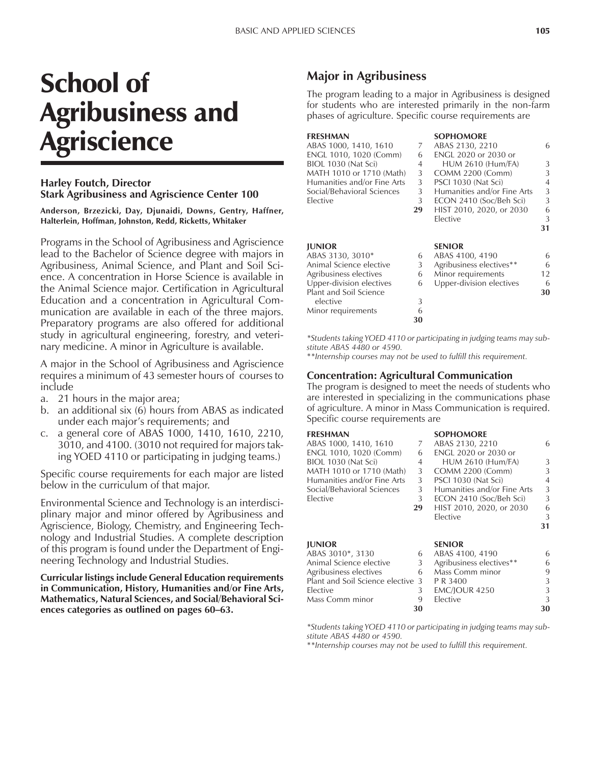# School of Agribusiness and Agriscience

**Harley Foutch, Director**
**Stark Agribusiness and Agriscience Center 100**

**Anderson, Brzezicki, Day, Djunaidi, Downs, Gentry, Haffner, Halterlein, Hoffman, Johnston, Redd, Ricketts, Whitaker**

Programs in the School of Agribusiness and Agriscience lead to the Bachelor of Science degree with majors in Agribusiness, Animal Science, and Plant and Soil Science. A concentration in Horse Science is available in the Animal Science major. Certification in Agricultural Education and a concentration in Agricultural Communication are available in each of the three majors. Preparatory programs are also offered for additional study in agricultural engineering, forestry, and veterinary medicine. A minor in Agriculture is available.

A major in the School of Agribusiness and Agriscience requires a minimum of 43 semester hours of courses to include

a. 21 hours in the major area;
b. an additional six (6) hours from ABAS as indicated under each major's requirements; and
c. a general core of ABAS 1000, 1410, 1610, 2210, 3010, and 4100. (3010 not required for majors taking YOED 4110 or participating in judging teams.)

Specific course requirements for each major are listed below in the curriculum of that major.

Environmental Science and Technology is an interdisciplinary major and minor offered by Agribusiness and Agriscience, Biology, Chemistry, and Engineering Technology and Industrial Studies. A complete description of this program is found under the Department of Engineering Technology and Industrial Studies.

**Curricular listings include General Education requirements in Communication, History, Humanities and/or Fine Arts, Mathematics, Natural Sciences, and Social/Behavioral Sciences categories as outlined on pages 60–63.**

## Major in Agribusiness

The program leading to a major in Agribusiness is designed for students who are interested primarily in the non-farm phases of agriculture. Specific course requirements are

| FRESHMAN | | SOPHOMORE | |
|---|---|---|---|
| ABAS 1000, 1410, 1610 | 7 | ABAS 2130, 2210 | 6 |
| ENGL 1010, 1020 (Comm) | 6 | ENGL 2020 or 2030 or HUM 2610 (Hum/FA) | 3 |
| BIOL 1030 (Nat Sci) | 4 | COMM 2200 (Comm) | 3 |
| MATH 1010 or 1710 (Math) | 3 | PSCI 1030 (Nat Sci) | 4 |
| Humanities and/or Fine Arts | 3 | Humanities and/or Fine Arts | 3 |
| Social/Behavioral Sciences | 3 | ECON 2410 (Soc/Beh Sci) | 3 |
| Elective | 3 | HIST 2010, 2020, or 2030 | 6 |
| | **29** | Elective | 3 |
| | | | **31** |

| JUNIOR | | SENIOR | |
|---|---|---|---|
| ABAS 3130, 3010* | 6 | ABAS 4100, 4190 | 6 |
| Animal Science elective | 3 | Agribusiness electives** | 6 |
| Agribusiness electives | 6 | Minor requirements | 12 |
| Upper-division electives | 6 | Upper-division electives | 6 |
| Plant and Soil Science elective | 3 | | **30** |
| Minor requirements | 6 | | |
| | **30** | | |

*\*Students taking YOED 4110 or participating in judging teams may substitute ABAS 4480 or 4590.*
*\*\*Internship courses may not be used to fulfill this requirement.*

### Concentration: Agricultural Communication

The program is designed to meet the needs of students who are interested in specializing in the communications phase of agriculture. A minor in Mass Communication is required. Specific course requirements are

| FRESHMAN | | SOPHOMORE | |
|---|---|---|---|
| ABAS 1000, 1410, 1610 | 7 | ABAS 2130, 2210 | 6 |
| ENGL 1010, 1020 (Comm) | 6 | ENGL 2020 or 2030 or HUM 2610 (Hum/FA) | 3 |
| BIOL 1030 (Nat Sci) | 4 | COMM 2200 (Comm) | 3 |
| MATH 1010 or 1710 (Math) | 3 | PSCI 1030 (Nat Sci) | 4 |
| Humanities and/or Fine Arts | 3 | Humanities and/or Fine Arts | 3 |
| Social/Behavioral Sciences | 3 | ECON 2410 (Soc/Beh Sci) | 3 |
| Elective | 3 | HIST 2010, 2020, or 2030 | 6 |
| | **29** | Elective | 3 |
| | | | **31** |

| JUNIOR | | SENIOR | |
|---|---|---|---|
| ABAS 3010*, 3130 | 6 | ABAS 4100, 4190 | 6 |
| Animal Science elective | 3 | Agribusiness electives** | 6 |
| Agribusiness electives | 6 | Mass Comm minor | 9 |
| Plant and Soil Science elective | 3 | P R 3400 | 3 |
| Elective | 3 | EMC/JOUR 4250 | 3 |
| Mass Comm minor | 9 | Elective | 3 |
| | **30** | | **30** |

*\*Students taking YOED 4110 or participating in judging teams may substitute ABAS 4480 or 4590.*
*\*\*Internship courses may not be used to fulfill this requirement.*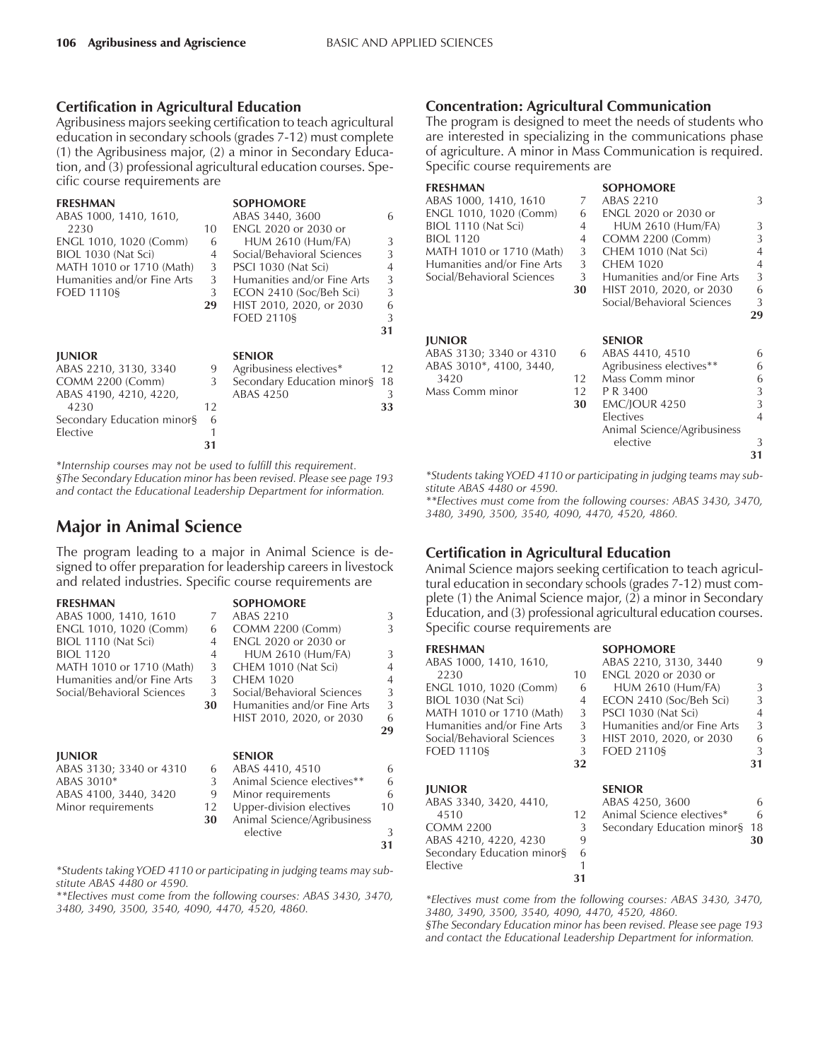### Certification in Agricultural Education

Agribusiness majors seeking certification to teach agricultural education in secondary schools (grades 7-12) must complete (1) the Agribusiness major, (2) a minor in Secondary Education, and (3) professional agricultural education courses. Specific course requirements are

| FRESHMAN | | SOPHOMORE | |
|---|---|---|---|
| ABAS 1000, 1410, 1610, 2230 | 10 | ABAS 3440, 3600 | 6 |
| ENGL 1010, 1020 (Comm) | 6 | ENGL 2020 or 2030 or HUM 2610 (Hum/FA) | 3 |
| BIOL 1030 (Nat Sci) | 4 | Social/Behavioral Sciences | 3 |
| MATH 1010 or 1710 (Math) | 3 | PSCI 1030 (Nat Sci) | 4 |
| Humanities and/or Fine Arts | 3 | Humanities and/or Fine Arts | 3 |
| FOED 1110§ | 3 | ECON 2410 (Soc/Beh Sci) | 3 |
| | **29** | HIST 2010, 2020, or 2030 | 6 |
| | | FOED 2110§ | 3 |
| | | | **31** |

| JUNIOR | | SENIOR | |
|---|---|---|---|
| ABAS 2210, 3130, 3340 | 9 | Agribusiness electives* | 12 |
| COMM 2200 (Comm) | 3 | Secondary Education minor§ | 18 |
| ABAS 4190, 4210, 4220, 4230 | 12 | ABAS 4250 | 3 |
| Secondary Education minor§ | 6 | | **33** |
| Elective | 1 | | |
| | **31** | | |

*Internship courses may not be used to fulfill this requirement.*
*§The Secondary Education minor has been revised. Please see page 193 and contact the Educational Leadership Department for information.*

## Major in Animal Science

The program leading to a major in Animal Science is designed to offer preparation for leadership careers in livestock and related industries. Specific course requirements are

| FRESHMAN | | SOPHOMORE | |
|---|---|---|---|
| ABAS 1000, 1410, 1610 | 7 | ABAS 2210 | 3 |
| ENGL 1010, 1020 (Comm) | 6 | COMM 2200 (Comm) | 3 |
| BIOL 1110 (Nat Sci) | 4 | ENGL 2020 or 2030 or HUM 2610 (Hum/FA) | 3 |
| BIOL 1120 | 4 | CHEM 1010 (Nat Sci) | 4 |
| MATH 1010 or 1710 (Math) | 3 | CHEM 1020 | 4 |
| Humanities and/or Fine Arts | 3 | Social/Behavioral Sciences | 3 |
| Social/Behavioral Sciences | 3 | Humanities and/or Fine Arts | 3 |
| | **30** | HIST 2010, 2020, or 2030 | 6 |
| | | | **29** |

| JUNIOR | | SENIOR | |
|---|---|---|---|
| ABAS 3130; 3340 or 4310 | 6 | ABAS 4410, 4510 | 6 |
| ABAS 3010* | 3 | Animal Science electives** | 6 |
| ABAS 4100, 3440, 3420 | 9 | Minor requirements | 6 |
| Minor requirements | 12 | Upper-division electives | 10 |
| | **30** | Animal Science/Agribusiness elective | 3 |
| | | | **31** |

*Students taking YOED 4110 or participating in judging teams may substitute ABAS 4480 or 4590.*
***Electives must come from the following courses: ABAS 3430, 3470, 3480, 3490, 3500, 3540, 4090, 4470, 4520, 4860.*

### Concentration: Agricultural Communication

The program is designed to meet the needs of students who are interested in specializing in the communications phase of agriculture. A minor in Mass Communication is required. Specific course requirements are

| FRESHMAN | | SOPHOMORE | |
|---|---|---|---|
| ABAS 1000, 1410, 1610 | 7 | ABAS 2210 | 3 |
| ENGL 1010, 1020 (Comm) | 6 | ENGL 2020 or 2030 or HUM 2610 (Hum/FA) | 3 |
| BIOL 1110 (Nat Sci) | 4 | COMM 2200 (Comm) | 3 |
| BIOL 1120 | 4 | CHEM 1010 (Nat Sci) | 4 |
| MATH 1010 or 1710 (Math) | 3 | CHEM 1020 | 4 |
| Humanities and/or Fine Arts | 3 | Humanities and/or Fine Arts | 3 |
| Social/Behavioral Sciences | 3 | HIST 2010, 2020, or 2030 | 6 |
| | **30** | Social/Behavioral Sciences | 3 |
| | | | **29** |

| JUNIOR | | SENIOR | |
|---|---|---|---|
| ABAS 3130; 3340 or 4310 | 6 | ABAS 4410, 4510 | 6 |
| ABAS 3010*, 4100, 3440, 3420 | 12 | Agribusiness electives** | 6 |
| Mass Comm minor | 12 | Mass Comm minor | 6 |
| | **30** | P R 3400 | 3 |
| | | EMC/JOUR 4250 | 3 |
| | | Electives | 4 |
| | | Animal Science/Agribusiness elective | 3 |
| | | | **31** |

*Students taking YOED 4110 or participating in judging teams may substitute ABAS 4480 or 4590.*
***Electives must come from the following courses: ABAS 3430, 3470, 3480, 3490, 3500, 3540, 4090, 4470, 4520, 4860.*

### Certification in Agricultural Education

Animal Science majors seeking certification to teach agricultural education in secondary schools (grades 7-12) must complete (1) the Animal Science major, (2) a minor in Secondary Education, and (3) professional agricultural education courses. Specific course requirements are

| FRESHMAN | | SOPHOMORE | |
|---|---|---|---|
| ABAS 1000, 1410, 1610, 2230 | 10 | ABAS 2210, 3130, 3440 | 9 |
| ENGL 1010, 1020 (Comm) | 6 | ENGL 2020 or 2030 or HUM 2610 (Hum/FA) | 3 |
| BIOL 1030 (Nat Sci) | 4 | ECON 2410 (Soc/Beh Sci) | 3 |
| MATH 1010 or 1710 (Math) | 3 | PSCI 1030 (Nat Sci) | 4 |
| Humanities and/or Fine Arts | 3 | Humanities and/or Fine Arts | 3 |
| Social/Behavioral Sciences | 3 | HIST 2010, 2020, or 2030 | 6 |
| FOED 1110§ | 3 | FOED 2110§ | 3 |
| | **32** | | **31** |

| JUNIOR | | SENIOR | |
|---|---|---|---|
| ABAS 3340, 3420, 4410, 4510 | 12 | ABAS 4250, 3600 | 6 |
| COMM 2200 | 3 | Animal Science electives* | 6 |
| ABAS 4210, 4220, 4230 | 9 | Secondary Education minor§ | 18 |
| Secondary Education minor§ | 6 | | **30** |
| Elective | 1 | | |
| | **31** | | |

*Electives must come from the following courses: ABAS 3430, 3470, 3480, 3490, 3500, 3540, 4090, 4470, 4520, 4860.*
*§The Secondary Education minor has been revised. Please see page 193 and contact the Educational Leadership Department for information.*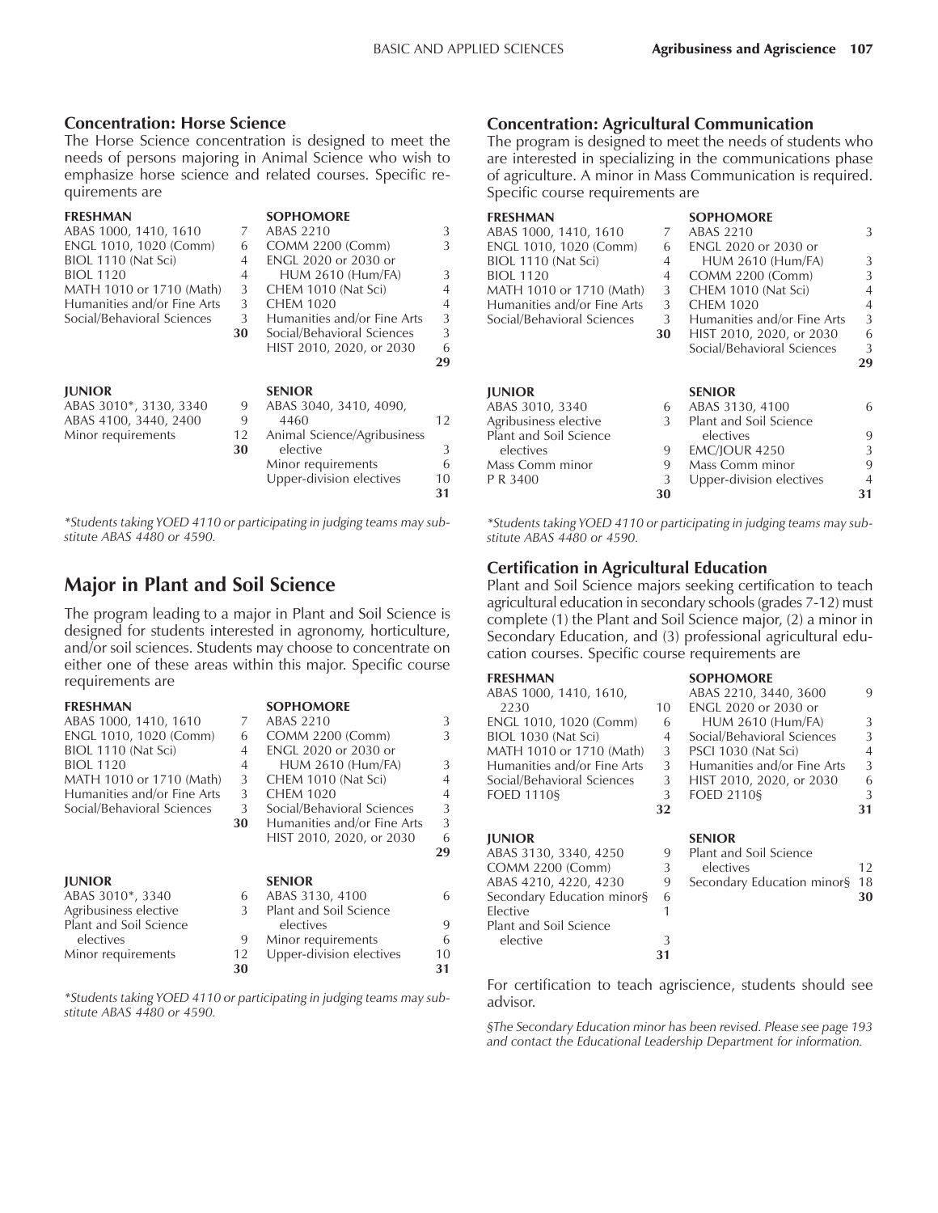### Concentration: Horse Science

The Horse Science concentration is designed to meet the needs of persons majoring in Animal Science who wish to emphasize horse science and related courses. Specific requirements are

| FRESHMAN | | SOPHOMORE | |
|---|---|---|---|
| ABAS 1000, 1410, 1610 | 7 | ABAS 2210 | 3 |
| ENGL 1010, 1020 (Comm) | 6 | COMM 2200 (Comm) | 3 |
| BIOL 1110 (Nat Sci) | 4 | ENGL 2020 or 2030 or HUM 2610 (Hum/FA) | 3 |
| BIOL 1120 | 4 | CHEM 1010 (Nat Sci) | 4 |
| MATH 1010 or 1710 (Math) | 3 | CHEM 1020 | 4 |
| Humanities and/or Fine Arts | 3 | Humanities and/or Fine Arts | 3 |
| Social/Behavioral Sciences | 3 | Social/Behavioral Sciences | 3 |
| | **30** | HIST 2010, 2020, or 2030 | 6 |
| | | | **29** |

| JUNIOR | | SENIOR | |
|---|---|---|---|
| ABAS 3010*, 3130, 3340 | 9 | ABAS 3040, 3410, 4090, 4460 | 12 |
| ABAS 4100, 3440, 2400 | 9 | Animal Science/Agribusiness elective | 3 |
| Minor requirements | 12 | Minor requirements | 6 |
| | **30** | Upper-division electives | 10 |
| | | | **31** |

*\*Students taking YOED 4110 or participating in judging teams may substitute ABAS 4480 or 4590.*

## Major in Plant and Soil Science

The program leading to a major in Plant and Soil Science is designed for students interested in agronomy, horticulture, and/or soil sciences. Students may choose to concentrate on either one of these areas within this major. Specific course requirements are

| FRESHMAN | | SOPHOMORE | |
|---|---|---|---|
| ABAS 1000, 1410, 1610 | 7 | ABAS 2210 | 3 |
| ENGL 1010, 1020 (Comm) | 6 | COMM 2200 (Comm) | 3 |
| BIOL 1110 (Nat Sci) | 4 | ENGL 2020 or 2030 or HUM 2610 (Hum/FA) | 3 |
| BIOL 1120 | 4 | CHEM 1010 (Nat Sci) | 4 |
| MATH 1010 or 1710 (Math) | 3 | CHEM 1020 | 4 |
| Humanities and/or Fine Arts | 3 | Social/Behavioral Sciences | 3 |
| Social/Behavioral Sciences | 3 | Humanities and/or Fine Arts | 3 |
| | **30** | HIST 2010, 2020, or 2030 | 6 |
| | | | **29** |

| JUNIOR | | SENIOR | |
|---|---|---|---|
| ABAS 3010*, 3340 | 6 | ABAS 3130, 4100 | 6 |
| Agribusiness elective | 3 | Plant and Soil Science electives | 9 |
| Plant and Soil Science electives | 9 | Minor requirements | 6 |
| Minor requirements | 12 | Upper-division electives | 10 |
| | **30** | | **31** |

*\*Students taking YOED 4110 or participating in judging teams may substitute ABAS 4480 or 4590.*

### Concentration: Agricultural Communication

The program is designed to meet the needs of students who are interested in specializing in the communications phase of agriculture. A minor in Mass Communication is required. Specific course requirements are

| FRESHMAN | | SOPHOMORE | |
|---|---|---|---|
| ABAS 1000, 1410, 1610 | 7 | ABAS 2210 | 3 |
| ENGL 1010, 1020 (Comm) | 6 | ENGL 2020 or 2030 or HUM 2610 (Hum/FA) | 3 |
| BIOL 1110 (Nat Sci) | 4 | COMM 2200 (Comm) | 3 |
| BIOL 1120 | 4 | CHEM 1010 (Nat Sci) | 4 |
| MATH 1010 or 1710 (Math) | 3 | CHEM 1020 | 4 |
| Humanities and/or Fine Arts | 3 | Humanities and/or Fine Arts | 3 |
| Social/Behavioral Sciences | 3 | HIST 2010, 2020, or 2030 | 6 |
| | **30** | Social/Behavioral Sciences | 3 |
| | | | **29** |

| JUNIOR | | SENIOR | |
|---|---|---|---|
| ABAS 3010, 3340 | 6 | ABAS 3130, 4100 | 6 |
| Agribusiness elective | 3 | Plant and Soil Science electives | 9 |
| Plant and Soil Science electives | 9 | EMC/JOUR 4250 | 3 |
| Mass Comm minor | 9 | Mass Comm minor | 9 |
| P R 3400 | 3 | Upper-division electives | 4 |
| | **30** | | **31** |

*\*Students taking YOED 4110 or participating in judging teams may substitute ABAS 4480 or 4590.*

### Certification in Agricultural Education

Plant and Soil Science majors seeking certification to teach agricultural education in secondary schools (grades 7-12) must complete (1) the Plant and Soil Science major, (2) a minor in Secondary Education, and (3) professional agricultural education courses. Specific course requirements are

| FRESHMAN | | SOPHOMORE | |
|---|---|---|---|
| ABAS 1000, 1410, 1610, 2230 | 10 | ABAS 2210, 3440, 3600 | 9 |
| ENGL 1010, 1020 (Comm) | 6 | ENGL 2020 or 2030 or HUM 2610 (Hum/FA) | 3 |
| BIOL 1030 (Nat Sci) | 4 | Social/Behavioral Sciences | 3 |
| MATH 1010 or 1710 (Math) | 3 | PSCI 1030 (Nat Sci) | 4 |
| Humanities and/or Fine Arts | 3 | Humanities and/or Fine Arts | 3 |
| Social/Behavioral Sciences | 3 | HIST 2010, 2020, or 2030 | 6 |
| FOED 1110§ | 3 | FOED 2110§ | 3 |
| | **32** | | **31** |

| JUNIOR | | SENIOR | |
|---|---|---|---|
| ABAS 3130, 3340, 4250 | 9 | Plant and Soil Science electives | 12 |
| COMM 2200 (Comm) | 3 | Secondary Education minor§ | 18 |
| ABAS 4210, 4220, 4230 | 9 | | **30** |
| Secondary Education minor§ | 6 | | |
| Elective | 1 | | |
| Plant and Soil Science elective | 3 | | |
| | **31** | | |

For certification to teach agriscience, students should see advisor.

*§The Secondary Education minor has been revised. Please see page 193 and contact the Educational Leadership Department for information.*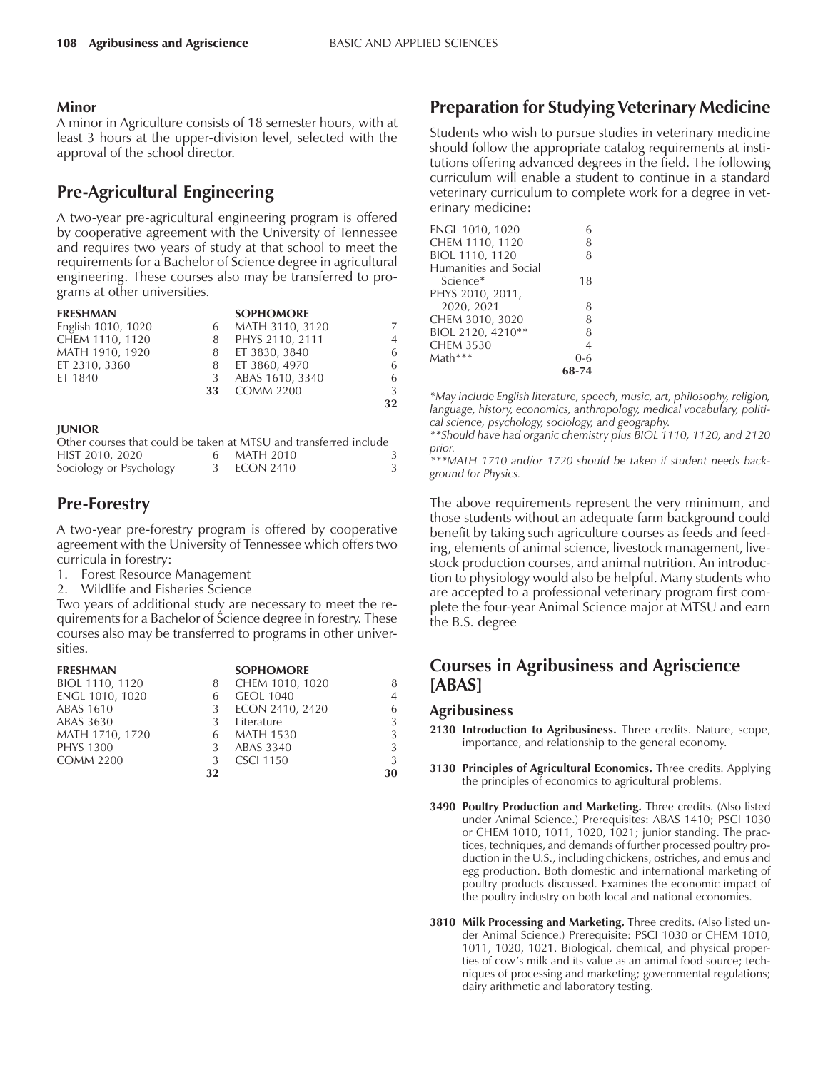### Minor

A minor in Agriculture consists of 18 semester hours, with at least 3 hours at the upper-division level, selected with the approval of the school director.

## Pre-Agricultural Engineering

A two-year pre-agricultural engineering program is offered by cooperative agreement with the University of Tennessee and requires two years of study at that school to meet the requirements for a Bachelor of Science degree in agricultural engineering. These courses also may be transferred to programs at other universities.

| FRESHMAN | | SOPHOMORE | |
|---|---|---|---|
| English 1010, 1020 | 6 | MATH 3110, 3120 | 7 |
| CHEM 1110, 1120 | 8 | PHYS 2110, 2111 | 4 |
| MATH 1910, 1920 | 8 | ET 3830, 3840 | 6 |
| ET 2310, 3360 | 8 | ET 3860, 4970 | 6 |
| ET 1840 | 3 | ABAS 1610, 3340 | 6 |
| | **33** | COMM 2200 | 3 |
| | | | **32** |

**JUNIOR**

Other courses that could be taken at MTSU and transferred include

| | | | |
|---|---|---|---|
| HIST 2010, 2020 | 6 | MATH 2010 | 3 |
| Sociology or Psychology | 3 | ECON 2410 | 3 |

## Pre-Forestry

A two-year pre-forestry program is offered by cooperative agreement with the University of Tennessee which offers two curricula in forestry:

1. Forest Resource Management
2. Wildlife and Fisheries Science

Two years of additional study are necessary to meet the requirements for a Bachelor of Science degree in forestry. These courses also may be transferred to programs in other universities.

| FRESHMAN | | SOPHOMORE | |
|---|---|---|---|
| BIOL 1110, 1120 | 8 | CHEM 1010, 1020 | 8 |
| ENGL 1010, 1020 | 6 | GEOL 1040 | 4 |
| ABAS 1610 | 3 | ECON 2410, 2420 | 6 |
| ABAS 3630 | 3 | Literature | 3 |
| MATH 1710, 1720 | 6 | MATH 1530 | 3 |
| PHYS 1300 | 3 | ABAS 3340 | 3 |
| COMM 2200 | 3 | CSCI 1150 | 3 |
| | **32** | | **30** |

## Preparation for Studying Veterinary Medicine

Students who wish to pursue studies in veterinary medicine should follow the appropriate catalog requirements at institutions offering advanced degrees in the field. The following curriculum will enable a student to continue in a standard veterinary curriculum to complete work for a degree in veterinary medicine:

| | |
|---|---|
| ENGL 1010, 1020 | 6 |
| CHEM 1110, 1120 | 8 |
| BIOL 1110, 1120 | 8 |
| Humanities and Social Science* | 18 |
| PHYS 2010, 2011, 2020, 2021 | 8 |
| CHEM 3010, 3020 | 8 |
| BIOL 2120, 4210** | 8 |
| CHEM 3530 | 4 |
| Math*** | 0-6 |
| | **68-74** |

*\*May include English literature, speech, music, art, philosophy, religion, language, history, economics, anthropology, medical vocabulary, political science, psychology, sociology, and geography.*

*\*\*Should have had organic chemistry plus BIOL 1110, 1120, and 2120 prior.*

*\*\*\*MATH 1710 and/or 1720 should be taken if student needs background for Physics.*

The above requirements represent the very minimum, and those students without an adequate farm background could benefit by taking such agriculture courses as feeds and feeding, elements of animal science, livestock management, livestock production courses, and animal nutrition. An introduction to physiology would also be helpful. Many students who are accepted to a professional veterinary program first complete the four-year Animal Science major at MTSU and earn the B.S. degree

## Courses in Agribusiness and Agriscience [ABAS]

### Agribusiness

**2130 Introduction to Agribusiness.** Three credits. Nature, scope, importance, and relationship to the general economy.

**3130 Principles of Agricultural Economics.** Three credits. Applying the principles of economics to agricultural problems.

**3490 Poultry Production and Marketing.** Three credits. (Also listed under Animal Science.) Prerequisites: ABAS 1410; PSCI 1030 or CHEM 1010, 1011, 1020, 1021; junior standing. The practices, techniques, and demands of further processed poultry production in the U.S., including chickens, ostriches, and emus and egg production. Both domestic and international marketing of poultry products discussed. Examines the economic impact of the poultry industry on both local and national economies.

**3810 Milk Processing and Marketing.** Three credits. (Also listed under Animal Science.) Prerequisite: PSCI 1030 or CHEM 1010, 1011, 1020, 1021. Biological, chemical, and physical properties of cow's milk and its value as an animal food source; techniques of processing and marketing; governmental regulations; dairy arithmetic and laboratory testing.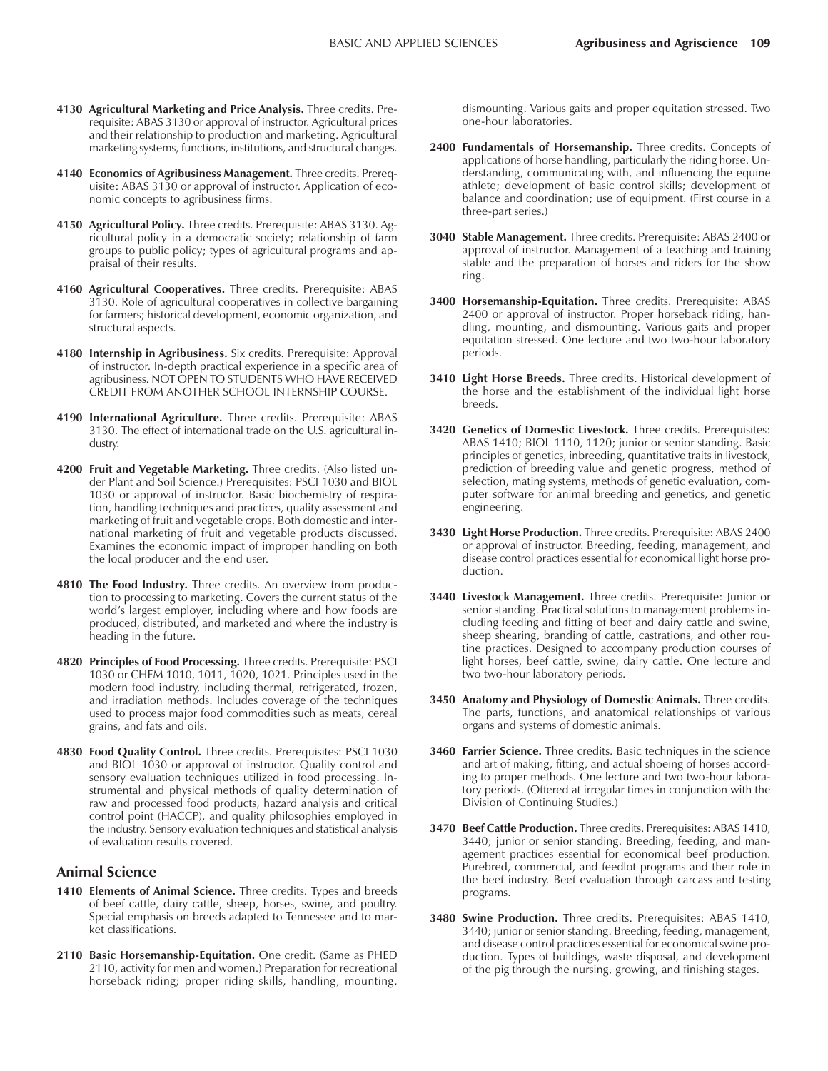**4130 Agricultural Marketing and Price Analysis.** Three credits. Prerequisite: ABAS 3130 or approval of instructor. Agricultural prices and their relationship to production and marketing. Agricultural marketing systems, functions, institutions, and structural changes.

**4140 Economics of Agribusiness Management.** Three credits. Prerequisite: ABAS 3130 or approval of instructor. Application of economic concepts to agribusiness firms.

**4150 Agricultural Policy.** Three credits. Prerequisite: ABAS 3130. Agricultural policy in a democratic society; relationship of farm groups to public policy; types of agricultural programs and appraisal of their results.

**4160 Agricultural Cooperatives.** Three credits. Prerequisite: ABAS 3130. Role of agricultural cooperatives in collective bargaining for farmers; historical development, economic organization, and structural aspects.

**4180 Internship in Agribusiness.** Six credits. Prerequisite: Approval of instructor. In-depth practical experience in a specific area of agribusiness. NOT OPEN TO STUDENTS WHO HAVE RECEIVED CREDIT FROM ANOTHER SCHOOL INTERNSHIP COURSE.

**4190 International Agriculture.** Three credits. Prerequisite: ABAS 3130. The effect of international trade on the U.S. agricultural industry.

**4200 Fruit and Vegetable Marketing.** Three credits. (Also listed under Plant and Soil Science.) Prerequisites: PSCI 1030 and BIOL 1030 or approval of instructor. Basic biochemistry of respiration, handling techniques and practices, quality assessment and marketing of fruit and vegetable crops. Both domestic and international marketing of fruit and vegetable products discussed. Examines the economic impact of improper handling on both the local producer and the end user.

**4810 The Food Industry.** Three credits. An overview from production to processing to marketing. Covers the current status of the world's largest employer, including where and how foods are produced, distributed, and marketed and where the industry is heading in the future.

**4820 Principles of Food Processing.** Three credits. Prerequisite: PSCI 1030 or CHEM 1010, 1011, 1020, 1021. Principles used in the modern food industry, including thermal, refrigerated, frozen, and irradiation methods. Includes coverage of the techniques used to process major food commodities such as meats, cereal grains, and fats and oils.

**4830 Food Quality Control.** Three credits. Prerequisites: PSCI 1030 and BIOL 1030 or approval of instructor. Quality control and sensory evaluation techniques utilized in food processing. Instrumental and physical methods of quality determination of raw and processed food products, hazard analysis and critical control point (HACCP), and quality philosophies employed in the industry. Sensory evaluation techniques and statistical analysis of evaluation results covered.

## Animal Science

**1410 Elements of Animal Science.** Three credits. Types and breeds of beef cattle, dairy cattle, sheep, horses, swine, and poultry. Special emphasis on breeds adapted to Tennessee and to market classifications.

**2110 Basic Horsemanship-Equitation.** One credit. (Same as PHED 2110, activity for men and women.) Preparation for recreational horseback riding; proper riding skills, handling, mounting, dismounting. Various gaits and proper equitation stressed. Two one-hour laboratories.

**2400 Fundamentals of Horsemanship.** Three credits. Concepts of applications of horse handling, particularly the riding horse. Understanding, communicating with, and influencing the equine athlete; development of basic control skills; development of balance and coordination; use of equipment. (First course in a three-part series.)

**3040 Stable Management.** Three credits. Prerequisite: ABAS 2400 or approval of instructor. Management of a teaching and training stable and the preparation of horses and riders for the show ring.

**3400 Horsemanship-Equitation.** Three credits. Prerequisite: ABAS 2400 or approval of instructor. Proper horseback riding, handling, mounting, and dismounting. Various gaits and proper equitation stressed. One lecture and two two-hour laboratory periods.

**3410 Light Horse Breeds.** Three credits. Historical development of the horse and the establishment of the individual light horse breeds.

**3420 Genetics of Domestic Livestock.** Three credits. Prerequisites: ABAS 1410; BIOL 1110, 1120; junior or senior standing. Basic principles of genetics, inbreeding, quantitative traits in livestock, prediction of breeding value and genetic progress, method of selection, mating systems, methods of genetic evaluation, computer software for animal breeding and genetics, and genetic engineering.

**3430 Light Horse Production.** Three credits. Prerequisite: ABAS 2400 or approval of instructor. Breeding, feeding, management, and disease control practices essential for economical light horse production.

**3440 Livestock Management.** Three credits. Prerequisite: Junior or senior standing. Practical solutions to management problems including feeding and fitting of beef and dairy cattle and swine, sheep shearing, branding of cattle, castrations, and other routine practices. Designed to accompany production courses of light horses, beef cattle, swine, dairy cattle. One lecture and two two-hour laboratory periods.

**3450 Anatomy and Physiology of Domestic Animals.** Three credits. The parts, functions, and anatomical relationships of various organs and systems of domestic animals.

**3460 Farrier Science.** Three credits. Basic techniques in the science and art of making, fitting, and actual shoeing of horses according to proper methods. One lecture and two two-hour laboratory periods. (Offered at irregular times in conjunction with the Division of Continuing Studies.)

**3470 Beef Cattle Production.** Three credits. Prerequisites: ABAS 1410, 3440; junior or senior standing. Breeding, feeding, and management practices essential for economical beef production. Purebred, commercial, and feedlot programs and their role in the beef industry. Beef evaluation through carcass and testing programs.

**3480 Swine Production.** Three credits. Prerequisites: ABAS 1410, 3440; junior or senior standing. Breeding, feeding, management, and disease control practices essential for economical swine production. Types of buildings, waste disposal, and development of the pig through the nursing, growing, and finishing stages.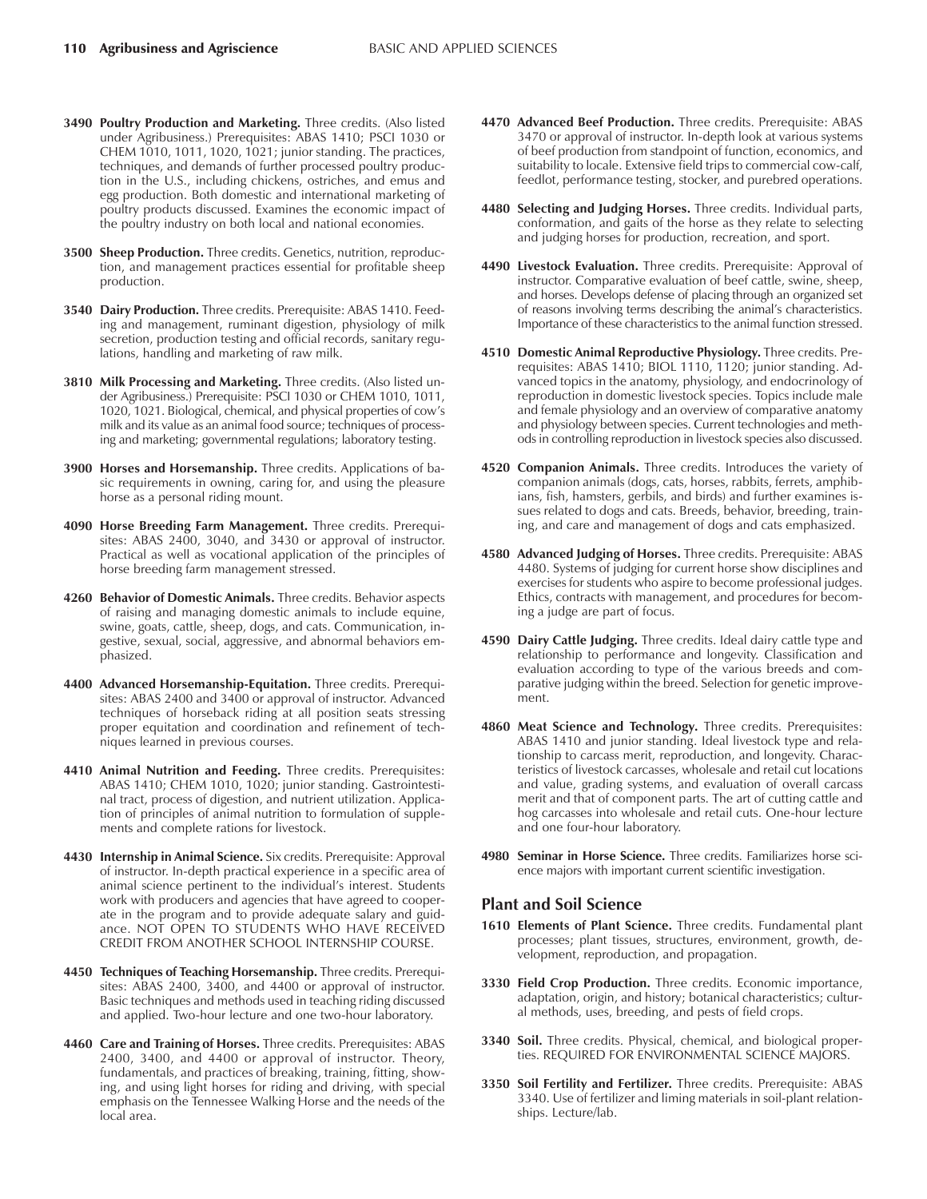**3490 Poultry Production and Marketing.** Three credits. (Also listed under Agribusiness.) Prerequisites: ABAS 1410; PSCI 1030 or CHEM 1010, 1011, 1020, 1021; junior standing. The practices, techniques, and demands of further processed poultry production in the U.S., including chickens, ostriches, and emus and egg production. Both domestic and international marketing of poultry products discussed. Examines the economic impact of the poultry industry on both local and national economies.

**3500 Sheep Production.** Three credits. Genetics, nutrition, reproduction, and management practices essential for profitable sheep production.

**3540 Dairy Production.** Three credits. Prerequisite: ABAS 1410. Feeding and management, ruminant digestion, physiology of milk secretion, production testing and official records, sanitary regulations, handling and marketing of raw milk.

**3810 Milk Processing and Marketing.** Three credits. (Also listed under Agribusiness.) Prerequisite: PSCI 1030 or CHEM 1010, 1011, 1020, 1021. Biological, chemical, and physical properties of cow's milk and its value as an animal food source; techniques of processing and marketing; governmental regulations; laboratory testing.

**3900 Horses and Horsemanship.** Three credits. Applications of basic requirements in owning, caring for, and using the pleasure horse as a personal riding mount.

**4090 Horse Breeding Farm Management.** Three credits. Prerequisites: ABAS 2400, 3040, and 3430 or approval of instructor. Practical as well as vocational application of the principles of horse breeding farm management stressed.

**4260 Behavior of Domestic Animals.** Three credits. Behavior aspects of raising and managing domestic animals to include equine, swine, goats, cattle, sheep, dogs, and cats. Communication, ingestive, sexual, social, aggressive, and abnormal behaviors emphasized.

**4400 Advanced Horsemanship-Equitation.** Three credits. Prerequisites: ABAS 2400 and 3400 or approval of instructor. Advanced techniques of horseback riding at all position seats stressing proper equitation and coordination and refinement of techniques learned in previous courses.

**4410 Animal Nutrition and Feeding.** Three credits. Prerequisites: ABAS 1410; CHEM 1010, 1020; junior standing. Gastrointestinal tract, process of digestion, and nutrient utilization. Application of principles of animal nutrition to formulation of supplements and complete rations for livestock.

**4430 Internship in Animal Science.** Six credits. Prerequisite: Approval of instructor. In-depth practical experience in a specific area of animal science pertinent to the individual's interest. Students work with producers and agencies that have agreed to cooperate in the program and to provide adequate salary and guidance. NOT OPEN TO STUDENTS WHO HAVE RECEIVED CREDIT FROM ANOTHER SCHOOL INTERNSHIP COURSE.

**4450 Techniques of Teaching Horsemanship.** Three credits. Prerequisites: ABAS 2400, 3400, and 4400 or approval of instructor. Basic techniques and methods used in teaching riding discussed and applied. Two-hour lecture and one two-hour laboratory.

**4460 Care and Training of Horses.** Three credits. Prerequisites: ABAS 2400, 3400, and 4400 or approval of instructor. Theory, fundamentals, and practices of breaking, training, fitting, showing, and using light horses for riding and driving, with special emphasis on the Tennessee Walking Horse and the needs of the local area.

**4470 Advanced Beef Production.** Three credits. Prerequisite: ABAS 3470 or approval of instructor. In-depth look at various systems of beef production from standpoint of function, economics, and suitability to locale. Extensive field trips to commercial cow-calf, feedlot, performance testing, stocker, and purebred operations.

**4480 Selecting and Judging Horses.** Three credits. Individual parts, conformation, and gaits of the horse as they relate to selecting and judging horses for production, recreation, and sport.

**4490 Livestock Evaluation.** Three credits. Prerequisite: Approval of instructor. Comparative evaluation of beef cattle, swine, sheep, and horses. Develops defense of placing through an organized set of reasons involving terms describing the animal's characteristics. Importance of these characteristics to the animal function stressed.

**4510 Domestic Animal Reproductive Physiology.** Three credits. Prerequisites: ABAS 1410; BIOL 1110, 1120; junior standing. Advanced topics in the anatomy, physiology, and endocrinology of reproduction in domestic livestock species. Topics include male and female physiology and an overview of comparative anatomy and physiology between species. Current technologies and methods in controlling reproduction in livestock species also discussed.

**4520 Companion Animals.** Three credits. Introduces the variety of companion animals (dogs, cats, horses, rabbits, ferrets, amphibians, fish, hamsters, gerbils, and birds) and further examines issues related to dogs and cats. Breeds, behavior, breeding, training, and care and management of dogs and cats emphasized.

**4580 Advanced Judging of Horses.** Three credits. Prerequisite: ABAS 4480. Systems of judging for current horse show disciplines and exercises for students who aspire to become professional judges. Ethics, contracts with management, and procedures for becoming a judge are part of focus.

**4590 Dairy Cattle Judging.** Three credits. Ideal dairy cattle type and relationship to performance and longevity. Classification and evaluation according to type of the various breeds and comparative judging within the breed. Selection for genetic improvement.

**4860 Meat Science and Technology.** Three credits. Prerequisites: ABAS 1410 and junior standing. Ideal livestock type and relationship to carcass merit, reproduction, and longevity. Characteristics of livestock carcasses, wholesale and retail cut locations and value, grading systems, and evaluation of overall carcass merit and that of component parts. The art of cutting cattle and hog carcasses into wholesale and retail cuts. One-hour lecture and one four-hour laboratory.

**4980 Seminar in Horse Science.** Three credits. Familiarizes horse science majors with important current scientific investigation.

## Plant and Soil Science

**1610 Elements of Plant Science.** Three credits. Fundamental plant processes; plant tissues, structures, environment, growth, development, reproduction, and propagation.

**3330 Field Crop Production.** Three credits. Economic importance, adaptation, origin, and history; botanical characteristics; cultural methods, uses, breeding, and pests of field crops.

**3340 Soil.** Three credits. Physical, chemical, and biological properties. REQUIRED FOR ENVIRONMENTAL SCIENCE MAJORS.

**3350 Soil Fertility and Fertilizer.** Three credits. Prerequisite: ABAS 3340. Use of fertilizer and liming materials in soil-plant relationships. Lecture/lab.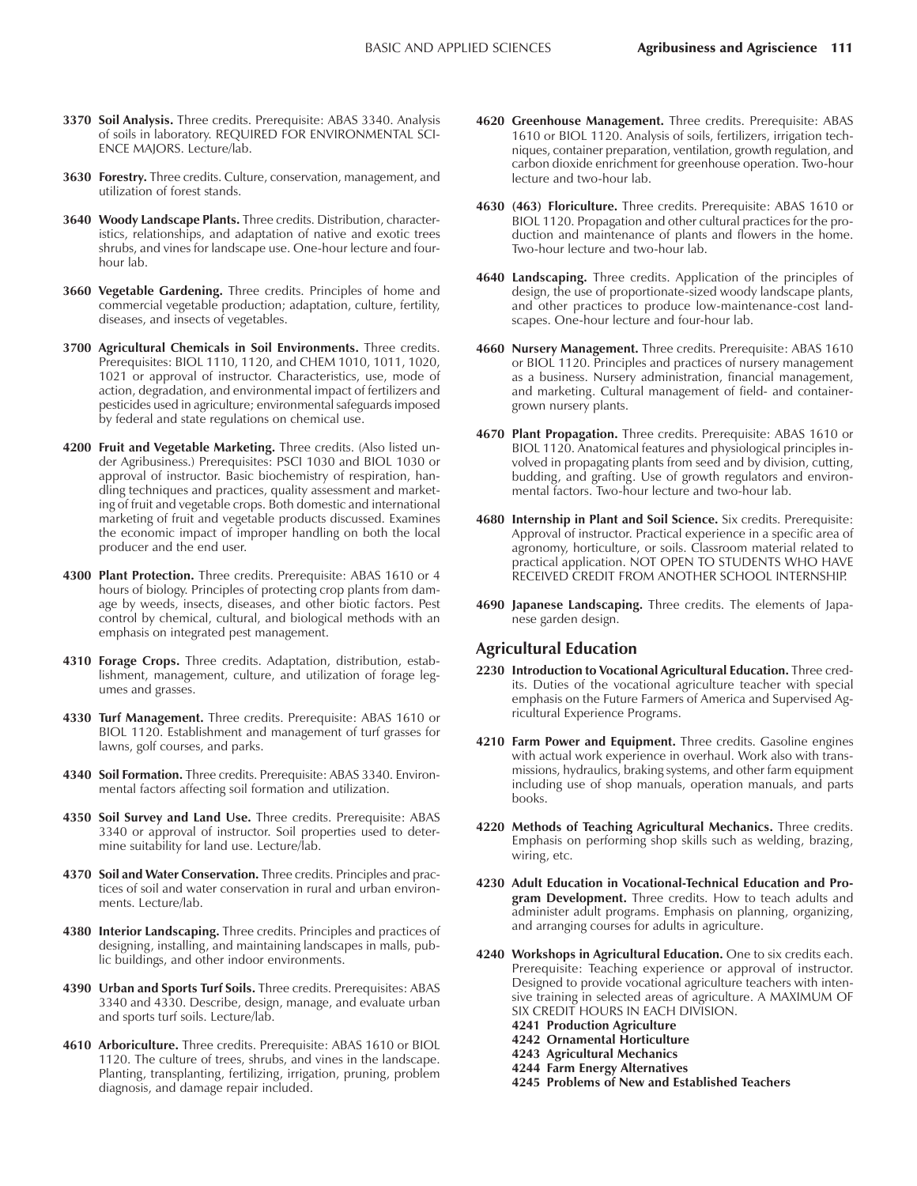**3370 Soil Analysis.** Three credits. Prerequisite: ABAS 3340. Analysis of soils in laboratory. REQUIRED FOR ENVIRONMENTAL SCIENCE MAJORS. Lecture/lab.

**3630 Forestry.** Three credits. Culture, conservation, management, and utilization of forest stands.

**3640 Woody Landscape Plants.** Three credits. Distribution, characteristics, relationships, and adaptation of native and exotic trees shrubs, and vines for landscape use. One-hour lecture and four-hour lab.

**3660 Vegetable Gardening.** Three credits. Principles of home and commercial vegetable production; adaptation, culture, fertility, diseases, and insects of vegetables.

**3700 Agricultural Chemicals in Soil Environments.** Three credits. Prerequisites: BIOL 1110, 1120, and CHEM 1010, 1011, 1020, 1021 or approval of instructor. Characteristics, use, mode of action, degradation, and environmental impact of fertilizers and pesticides used in agriculture; environmental safeguards imposed by federal and state regulations on chemical use.

**4200 Fruit and Vegetable Marketing.** Three credits. (Also listed under Agribusiness.) Prerequisites: PSCI 1030 and BIOL 1030 or approval of instructor. Basic biochemistry of respiration, handling techniques and practices, quality assessment and marketing of fruit and vegetable crops. Both domestic and international marketing of fruit and vegetable products discussed. Examines the economic impact of improper handling on both the local producer and the end user.

**4300 Plant Protection.** Three credits. Prerequisite: ABAS 1610 or 4 hours of biology. Principles of protecting crop plants from damage by weeds, insects, diseases, and other biotic factors. Pest control by chemical, cultural, and biological methods with an emphasis on integrated pest management.

**4310 Forage Crops.** Three credits. Adaptation, distribution, establishment, management, culture, and utilization of forage legumes and grasses.

**4330 Turf Management.** Three credits. Prerequisite: ABAS 1610 or BIOL 1120. Establishment and management of turf grasses for lawns, golf courses, and parks.

**4340 Soil Formation.** Three credits. Prerequisite: ABAS 3340. Environmental factors affecting soil formation and utilization.

**4350 Soil Survey and Land Use.** Three credits. Prerequisite: ABAS 3340 or approval of instructor. Soil properties used to determine suitability for land use. Lecture/lab.

**4370 Soil and Water Conservation.** Three credits. Principles and practices of soil and water conservation in rural and urban environments. Lecture/lab.

**4380 Interior Landscaping.** Three credits. Principles and practices of designing, installing, and maintaining landscapes in malls, public buildings, and other indoor environments.

**4390 Urban and Sports Turf Soils.** Three credits. Prerequisites: ABAS 3340 and 4330. Describe, design, manage, and evaluate urban and sports turf soils. Lecture/lab.

**4610 Arboriculture.** Three credits. Prerequisite: ABAS 1610 or BIOL 1120. The culture of trees, shrubs, and vines in the landscape. Planting, transplanting, fertilizing, irrigation, pruning, problem diagnosis, and damage repair included.

**4620 Greenhouse Management.** Three credits. Prerequisite: ABAS 1610 or BIOL 1120. Analysis of soils, fertilizers, irrigation techniques, container preparation, ventilation, growth regulation, and carbon dioxide enrichment for greenhouse operation. Two-hour lecture and two-hour lab.

**4630 (463) Floriculture.** Three credits. Prerequisite: ABAS 1610 or BIOL 1120. Propagation and other cultural practices for the production and maintenance of plants and flowers in the home. Two-hour lecture and two-hour lab.

**4640 Landscaping.** Three credits. Application of the principles of design, the use of proportionate-sized woody landscape plants, and other practices to produce low-maintenance-cost landscapes. One-hour lecture and four-hour lab.

**4660 Nursery Management.** Three credits. Prerequisite: ABAS 1610 or BIOL 1120. Principles and practices of nursery management as a business. Nursery administration, financial management, and marketing. Cultural management of field- and container-grown nursery plants.

**4670 Plant Propagation.** Three credits. Prerequisite: ABAS 1610 or BIOL 1120. Anatomical features and physiological principles involved in propagating plants from seed and by division, cutting, budding, and grafting. Use of growth regulators and environmental factors. Two-hour lecture and two-hour lab.

**4680 Internship in Plant and Soil Science.** Six credits. Prerequisite: Approval of instructor. Practical experience in a specific area of agronomy, horticulture, or soils. Classroom material related to practical application. NOT OPEN TO STUDENTS WHO HAVE RECEIVED CREDIT FROM ANOTHER SCHOOL INTERNSHIP.

**4690 Japanese Landscaping.** Three credits. The elements of Japanese garden design.

## Agricultural Education

**2230 Introduction to Vocational Agricultural Education.** Three credits. Duties of the vocational agriculture teacher with special emphasis on the Future Farmers of America and Supervised Agricultural Experience Programs.

**4210 Farm Power and Equipment.** Three credits. Gasoline engines with actual work experience in overhaul. Work also with transmissions, hydraulics, braking systems, and other farm equipment including use of shop manuals, operation manuals, and parts books.

**4220 Methods of Teaching Agricultural Mechanics.** Three credits. Emphasis on performing shop skills such as welding, brazing, wiring, etc.

**4230 Adult Education in Vocational-Technical Education and Program Development.** Three credits. How to teach adults and administer adult programs. Emphasis on planning, organizing, and arranging courses for adults in agriculture.

**4240 Workshops in Agricultural Education.** One to six credits each. Prerequisite: Teaching experience or approval of instructor. Designed to provide vocational agriculture teachers with intensive training in selected areas of agriculture. A MAXIMUM OF SIX CREDIT HOURS IN EACH DIVISION.

- **4241 Production Agriculture**
- **4242 Ornamental Horticulture**
- **4243 Agricultural Mechanics**
- **4244 Farm Energy Alternatives**
- **4245 Problems of New and Established Teachers**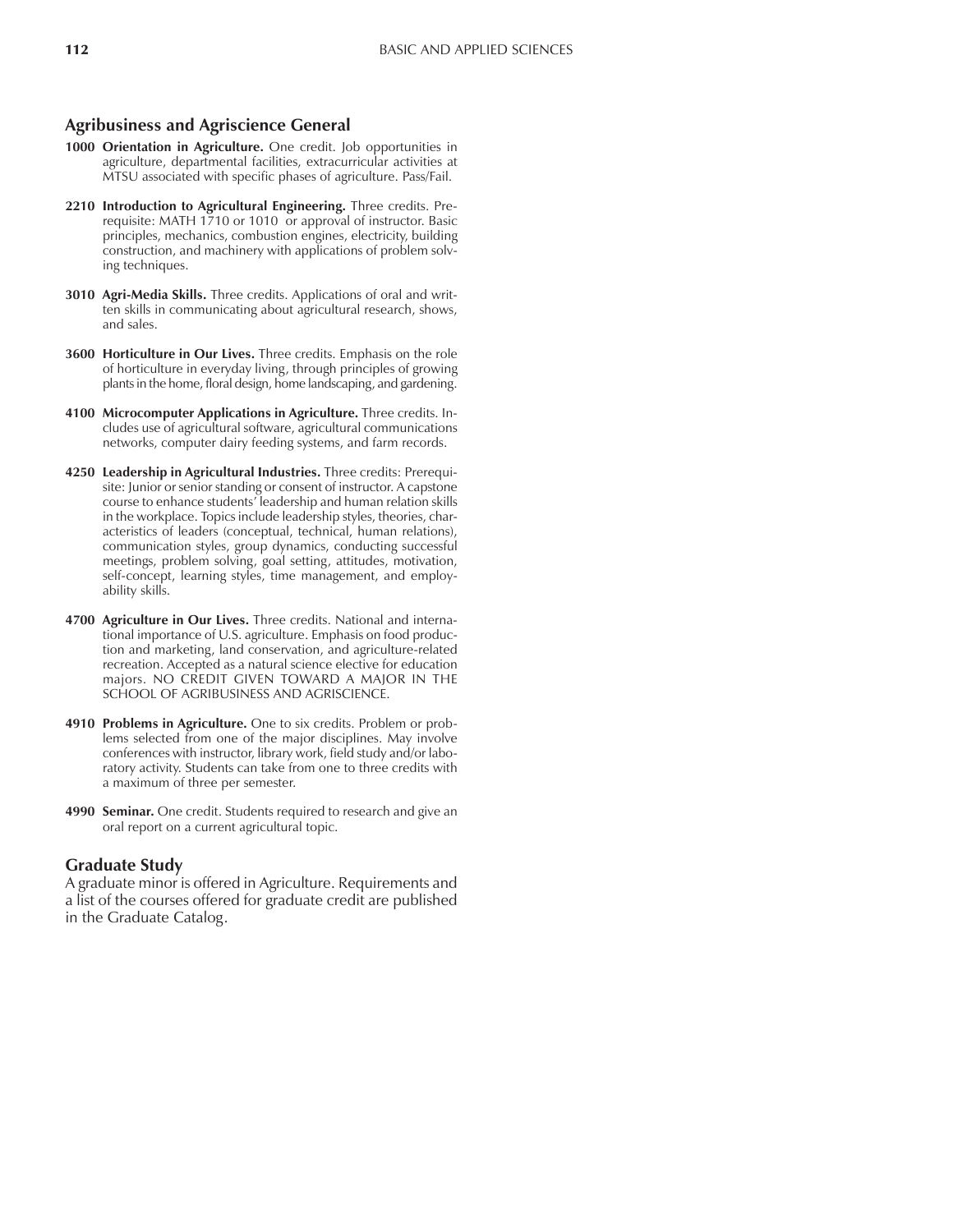## Agribusiness and Agriscience General

**1000 Orientation in Agriculture.** One credit. Job opportunities in agriculture, departmental facilities, extracurricular activities at MTSU associated with specific phases of agriculture. Pass/Fail.

**2210 Introduction to Agricultural Engineering.** Three credits. Prerequisite: MATH 1710 or 1010 or approval of instructor. Basic principles, mechanics, combustion engines, electricity, building construction, and machinery with applications of problem solving techniques.

**3010 Agri-Media Skills.** Three credits. Applications of oral and written skills in communicating about agricultural research, shows, and sales.

**3600 Horticulture in Our Lives.** Three credits. Emphasis on the role of horticulture in everyday living, through principles of growing plants in the home, floral design, home landscaping, and gardening.

**4100 Microcomputer Applications in Agriculture.** Three credits. Includes use of agricultural software, agricultural communications networks, computer dairy feeding systems, and farm records.

**4250 Leadership in Agricultural Industries.** Three credits: Prerequisite: Junior or senior standing or consent of instructor. A capstone course to enhance students' leadership and human relation skills in the workplace. Topics include leadership styles, theories, characteristics of leaders (conceptual, technical, human relations), communication styles, group dynamics, conducting successful meetings, problem solving, goal setting, attitudes, motivation, self-concept, learning styles, time management, and employability skills.

**4700 Agriculture in Our Lives.** Three credits. National and international importance of U.S. agriculture. Emphasis on food production and marketing, land conservation, and agriculture-related recreation. Accepted as a natural science elective for education majors. NO CREDIT GIVEN TOWARD A MAJOR IN THE SCHOOL OF AGRIBUSINESS AND AGRISCIENCE.

**4910 Problems in Agriculture.** One to six credits. Problem or problems selected from one of the major disciplines. May involve conferences with instructor, library work, field study and/or laboratory activity. Students can take from one to three credits with a maximum of three per semester.

**4990 Seminar.** One credit. Students required to research and give an oral report on a current agricultural topic.

## Graduate Study

A graduate minor is offered in Agriculture. Requirements and a list of the courses offered for graduate credit are published in the Graduate Catalog.